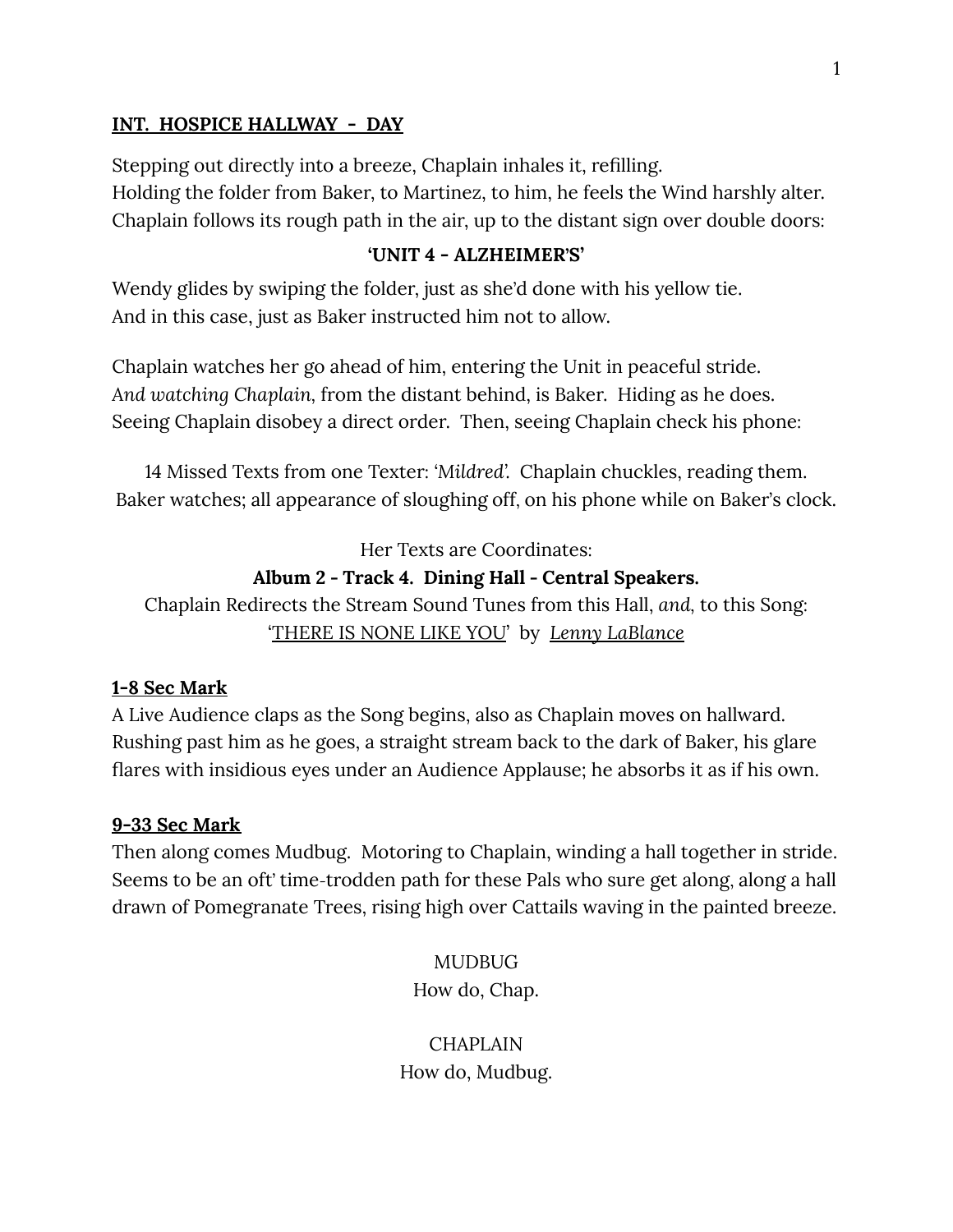**INT.  HOSPICE HALLWAY  -  DAY**

Stepping out directly into a breeze, Chaplain inhales it, refilling.
Holding the folder from Baker, to Martinez, to him, he feels the Wind harshly alter.
Chaplain follows its rough path in the air, up to the distant sign over double doors:

**'UNIT 4 - ALZHEIMER'S'**

Wendy glides by swiping the folder, just as she'd done with his yellow tie.
And in this case, just as Baker instructed him not to allow.

Chaplain watches her go ahead of him, entering the Unit in peaceful stride.
*And watching Chaplain*, from the distant behind, is Baker.  Hiding as he does.
Seeing Chaplain disobey a direct order.  Then, seeing Chaplain check his phone:

14 Missed Texts from one Texter: *'Mildred'*.  Chaplain chuckles, reading them.
Baker watches; all appearance of sloughing off, on his phone while on Baker's clock.

Her Texts are Coordinates:
**Album 2 - Track 4.  Dining Hall - Central Speakers.**
Chaplain Redirects the Stream Sound Tunes from this Hall, *and*, to this Song:
'THERE IS NONE LIKE YOU'  by  *Lenny LaBlance*

**1-8 Sec Mark**
A Live Audience claps as the Song begins, also as Chaplain moves on hallward.
Rushing past him as he goes, a straight stream back to the dark of Baker, his glare flares with insidious eyes under an Audience Applause; he absorbs it as if his own.

**9-33 Sec Mark**
Then along comes Mudbug.  Motoring to Chaplain, winding a hall together in stride.
Seems to be an oft' time-trodden path for these Pals who sure get along, along a hall drawn of Pomegranate Trees, rising high over Cattails waving in the painted breeze.

MUDBUG
How do, Chap.

CHAPLAIN
How do, Mudbug.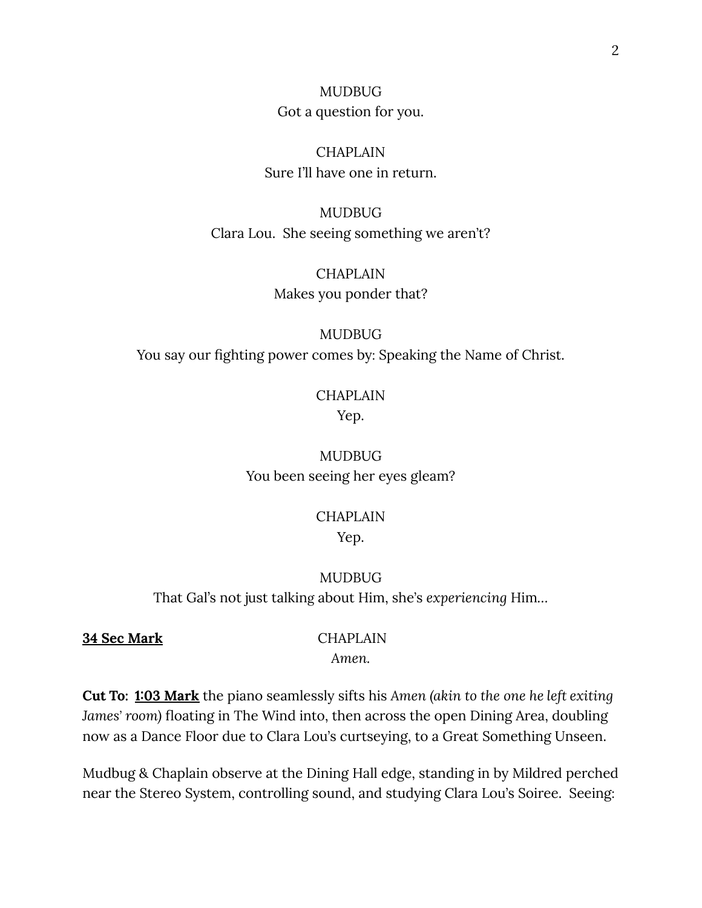MUDBUG
Got a question for you.

CHAPLAIN
Sure I'll have one in return.

MUDBUG
Clara Lou. She seeing something we aren't?

CHAPLAIN
Makes you ponder that?

MUDBUG
You say our fighting power comes by: Speaking the Name of Christ.

CHAPLAIN
Yep.

MUDBUG
You been seeing her eyes gleam?

CHAPLAIN
Yep.

MUDBUG
That Gal's not just talking about Him, she's *experiencing* Him...

**__34 Sec Mark__**

CHAPLAIN
*Amen.*

**Cut To: __1:03 Mark__** the piano seamlessly sifts his *Amen (akin to the one he left exiting James' room)* floating in The Wind into, then across the open Dining Area, doubling now as a Dance Floor due to Clara Lou's curtseying, to a Great Something Unseen.

Mudbug & Chaplain observe at the Dining Hall edge, standing in by Mildred perched near the Stereo System, controlling sound, and studying Clara Lou's Soiree. Seeing: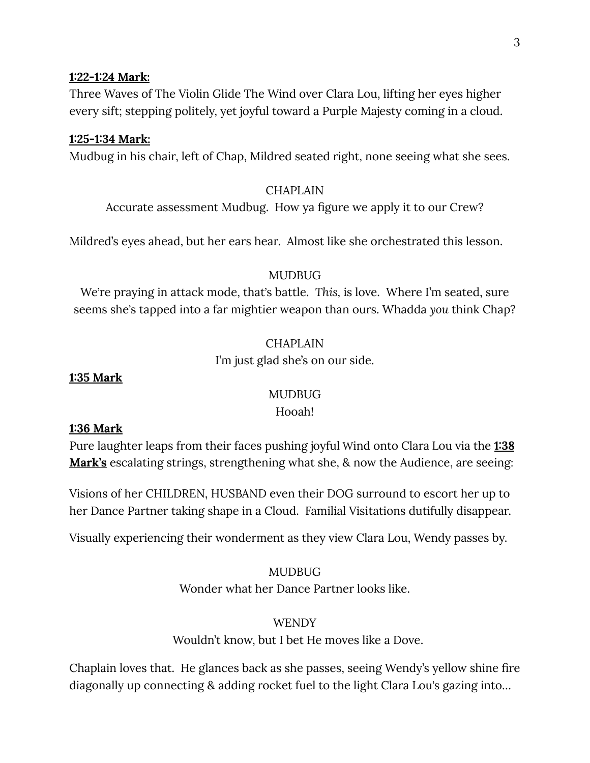**<u>1:22-1:24 Mark</u>:**
Three Waves of The Violin Glide The Wind over Clara Lou, lifting her eyes higher every sift; stepping politely, yet joyful toward a Purple Majesty coming in a cloud.

**<u>1:25-1:34 Mark</u>:**
Mudbug in his chair, left of Chap, Mildred seated right, none seeing what she sees.

CHAPLAIN
Accurate assessment Mudbug. How ya figure we apply it to our Crew?

Mildred's eyes ahead, but her ears hear. Almost like she orchestrated this lesson.

MUDBUG
We're praying in attack mode, that's battle. *This*, is love. Where I'm seated, sure seems she's tapped into a far mightier weapon than ours. Whadda *you* think Chap?

CHAPLAIN
I'm just glad she's on our side.

**<u>1:35 Mark</u>**

MUDBUG
Hooah!

**<u>1:36 Mark</u>**
Pure laughter leaps from their faces pushing joyful Wind onto Clara Lou via the **<u>1:38 Mark's</u>** escalating strings, strengthening what she, & now the Audience, are seeing:

Visions of her CHILDREN, HUSBAND even their DOG surround to escort her up to her Dance Partner taking shape in a Cloud. Familial Visitations dutifully disappear.

Visually experiencing their wonderment as they view Clara Lou, Wendy passes by.

MUDBUG
Wonder what her Dance Partner looks like.

WENDY
Wouldn't know, but I bet He moves like a Dove.

Chaplain loves that. He glances back as she passes, seeing Wendy's yellow shine fire diagonally up connecting & adding rocket fuel to the light Clara Lou's gazing into…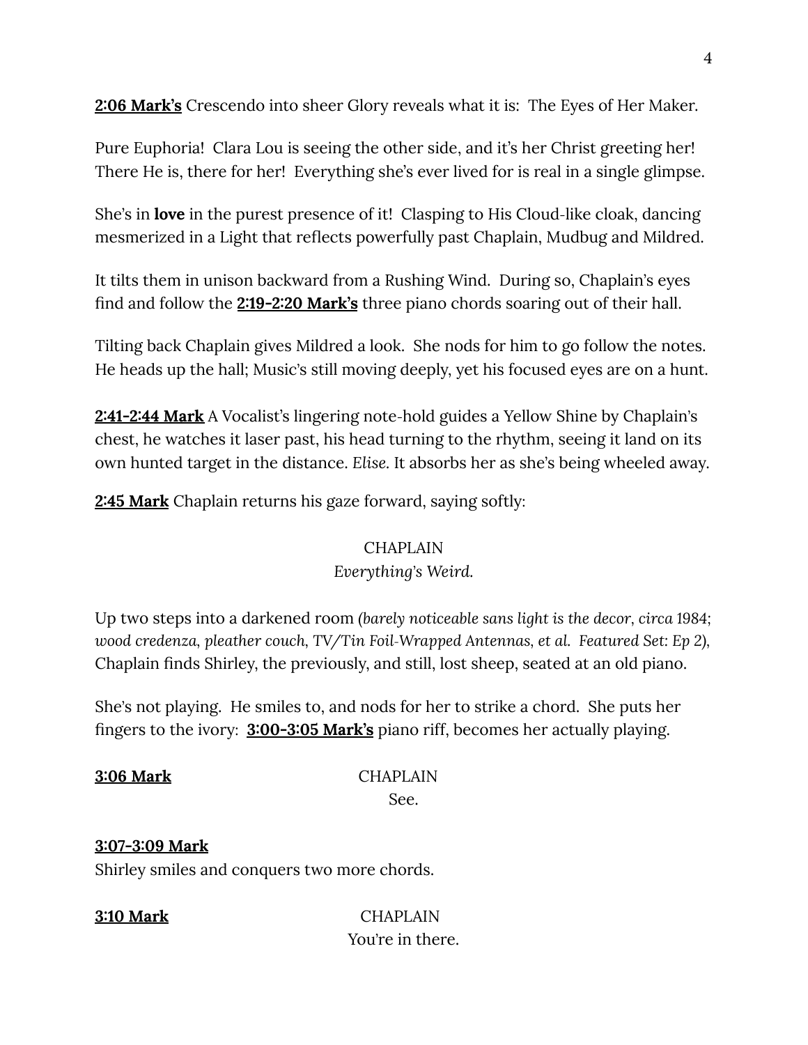**<u>2:06 Mark's</u>** Crescendo into sheer Glory reveals what it is:  The Eyes of Her Maker.

Pure Euphoria!  Clara Lou is seeing the other side, and it's her Christ greeting her!  There He is, there for her!  Everything she's ever lived for is real in a single glimpse.

She's in **love** in the purest presence of it!  Clasping to His Cloud-like cloak, dancing mesmerized in a Light that reflects powerfully past Chaplain, Mudbug and Mildred.

It tilts them in unison backward from a Rushing Wind.  During so, Chaplain's eyes find and follow the **<u>2:19-2:20 Mark's</u>** three piano chords soaring out of their hall.

Tilting back Chaplain gives Mildred a look.  She nods for him to go follow the notes.  He heads up the hall; Music's still moving deeply, yet his focused eyes are on a hunt.

**<u>2:41-2:44 Mark</u>** A Vocalist's lingering note-hold guides a Yellow Shine by Chaplain's chest, he watches it laser past, his head turning to the rhythm, seeing it land on its own hunted target in the distance. *Elise.* It absorbs her as she's being wheeled away.

**<u>2:45 Mark</u>** Chaplain returns his gaze forward, saying softly:

CHAPLAIN
*Everything's Weird.*

Up two steps into a darkened room *(barely noticeable sans light is the decor, circa 1984; wood credenza, pleather couch, TV/Tin Foil-Wrapped Antennas, et al.  Featured Set: Ep 2)*, Chaplain finds Shirley, the previously, and still, lost sheep, seated at an old piano.

She's not playing.  He smiles to, and nods for her to strike a chord.  She puts her fingers to the ivory:  **<u>3:00-3:05 Mark's</u>** piano riff, becomes her actually playing.

**<u>3:06 Mark</u>** CHAPLAIN
See.

**<u>3:07-3:09 Mark</u>**
Shirley smiles and conquers two more chords.

**<u>3:10 Mark</u>** CHAPLAIN
You're in there.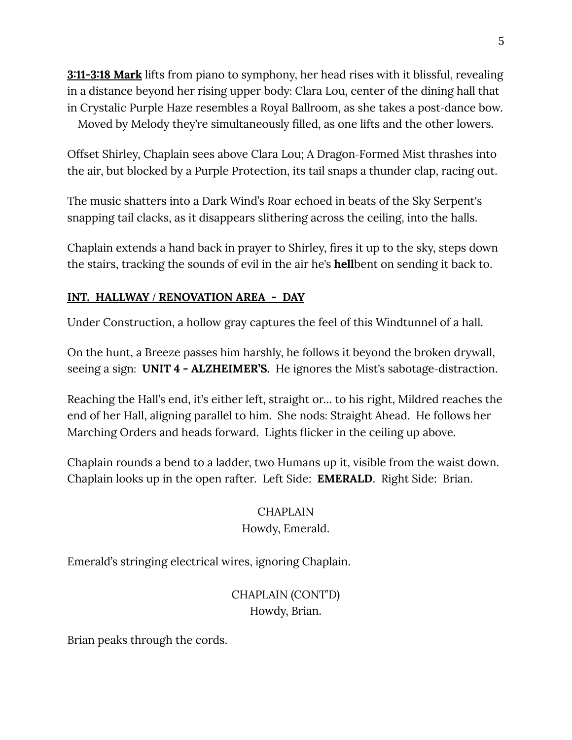**__3:11-3:18 Mark__** lifts from piano to symphony, her head rises with it blissful, revealing in a distance beyond her rising upper body: Clara Lou, center of the dining hall that in Crystalic Purple Haze resembles a Royal Ballroom, as she takes a post-dance bow. Moved by Melody they're simultaneously filled, as one lifts and the other lowers.

Offset Shirley, Chaplain sees above Clara Lou; A Dragon-Formed Mist thrashes into the air, but blocked by a Purple Protection, its tail snaps a thunder clap, racing out.

The music shatters into a Dark Wind's Roar echoed in beats of the Sky Serpent's snapping tail clacks, as it disappears slithering across the ceiling, into the halls.

Chaplain extends a hand back in prayer to Shirley, fires it up to the sky, steps down the stairs, tracking the sounds of evil in the air he's **hell**bent on sending it back to.

**__INT. HALLWAY / RENOVATION AREA - DAY__**

Under Construction, a hollow gray captures the feel of this Windtunnel of a hall.

On the hunt, a Breeze passes him harshly, he follows it beyond the broken drywall, seeing a sign: **UNIT 4 - ALZHEIMER'S.** He ignores the Mist's sabotage-distraction.

Reaching the Hall's end, it's either left, straight or... to his right, Mildred reaches the end of her Hall, aligning parallel to him. She nods: Straight Ahead. He follows her Marching Orders and heads forward. Lights flicker in the ceiling up above.

Chaplain rounds a bend to a ladder, two Humans up it, visible from the waist down. Chaplain looks up in the open rafter. Left Side: **EMERALD**. Right Side: Brian.

CHAPLAIN
Howdy, Emerald.

Emerald's stringing electrical wires, ignoring Chaplain.

CHAPLAIN (CONT'D)
Howdy, Brian.

Brian peaks through the cords.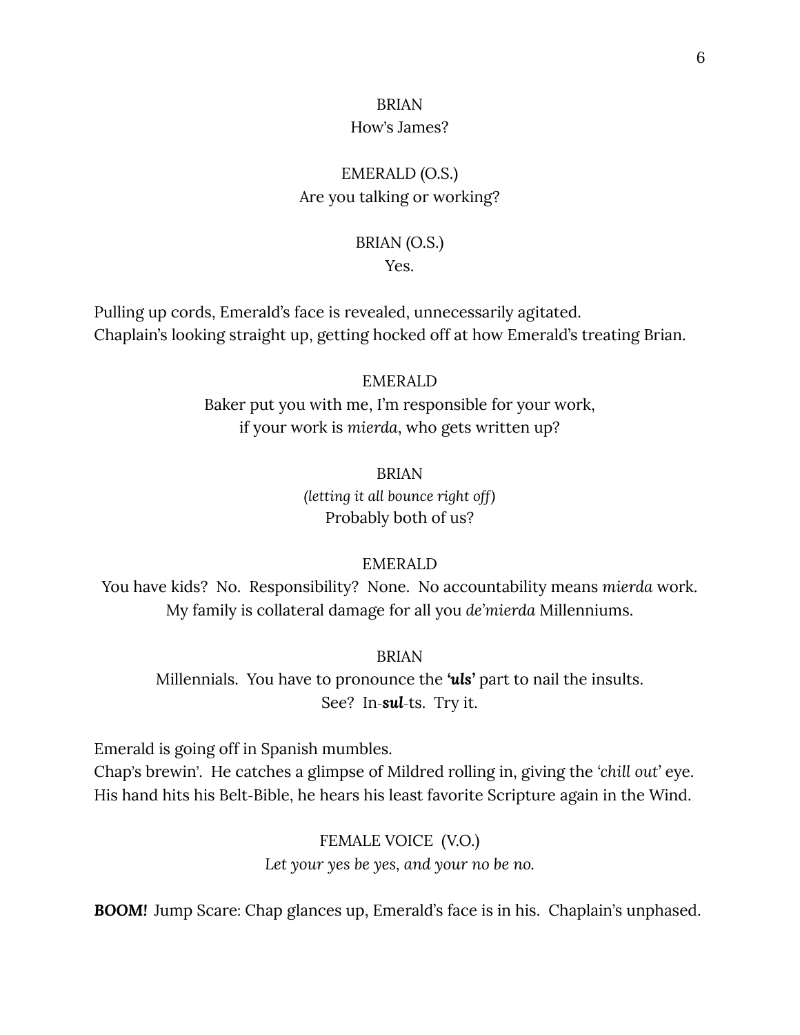BRIAN
How's James?

EMERALD (O.S.)
Are you talking or working?

BRIAN (O.S.)
Yes.

Pulling up cords, Emerald's face is revealed, unnecessarily agitated.
Chaplain's looking straight up, getting hocked off at how Emerald's treating Brian.

EMERALD
Baker put you with me, I'm responsible for your work,
if your work is *mierda*, who gets written up?

BRIAN
*(letting it all bounce right off)*
Probably both of us?

EMERALD
You have kids? No. Responsibility? None. No accountability means *mierda* work.
My family is collateral damage for all you *de'mierda* Millenniums.

BRIAN
Millennials. You have to pronounce the ***'uls'*** part to nail the insults.
See? In-***sul***-ts. Try it.

Emerald is going off in Spanish mumbles.
Chap's brewin'. He catches a glimpse of Mildred rolling in, giving the '*chill out*' eye.
His hand hits his Belt-Bible, he hears his least favorite Scripture again in the Wind.

FEMALE VOICE (V.O.)
*Let your yes be yes, and your no be no.*

***BOOM!*** Jump Scare: Chap glances up, Emerald's face is in his. Chaplain's unphased.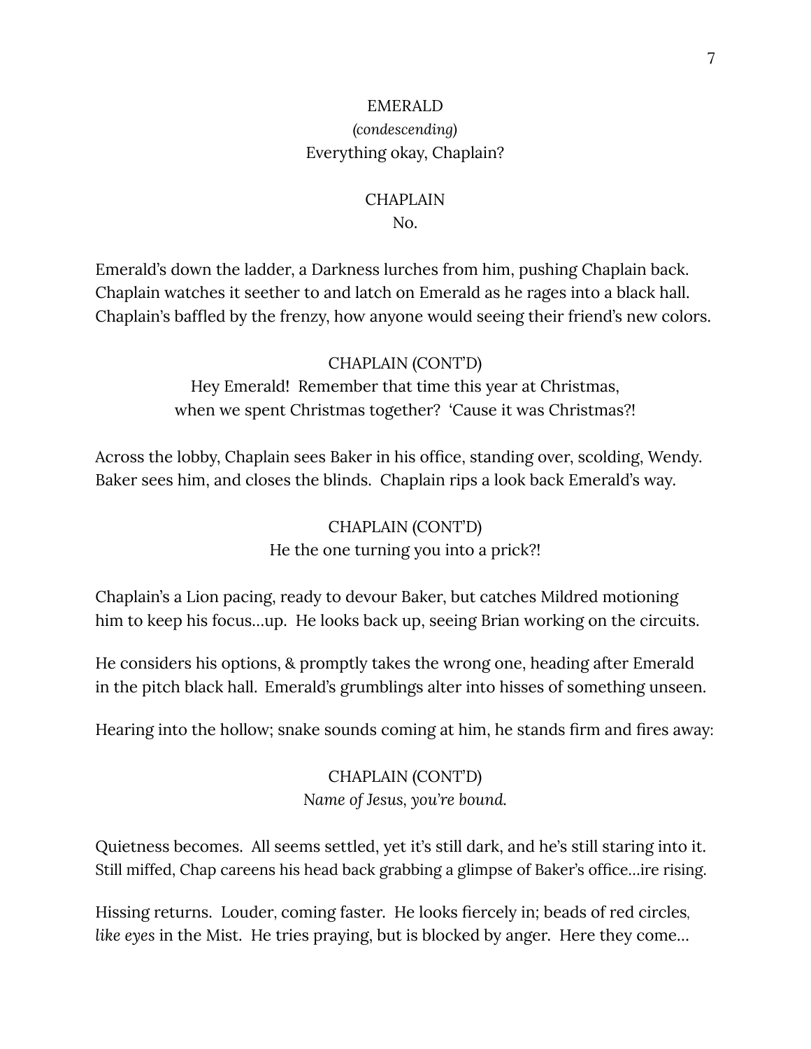EMERALD
*(condescending)*
Everything okay, Chaplain?

CHAPLAIN
No.

Emerald's down the ladder, a Darkness lurches from him, pushing Chaplain back. Chaplain watches it seether to and latch on Emerald as he rages into a black hall. Chaplain's baffled by the frenzy, how anyone would seeing their friend's new colors.

CHAPLAIN (CONT'D)
Hey Emerald! Remember that time this year at Christmas, when we spent Christmas together? 'Cause it was Christmas?!

Across the lobby, Chaplain sees Baker in his office, standing over, scolding, Wendy. Baker sees him, and closes the blinds. Chaplain rips a look back Emerald's way.

CHAPLAIN (CONT'D)
He the one turning you into a prick?!

Chaplain's a Lion pacing, ready to devour Baker, but catches Mildred motioning him to keep his focus…up. He looks back up, seeing Brian working on the circuits.

He considers his options, & promptly takes the wrong one, heading after Emerald in the pitch black hall. Emerald's grumblings alter into hisses of something unseen.

Hearing into the hollow; snake sounds coming at him, he stands firm and fires away:

CHAPLAIN (CONT'D)
*Name of Jesus, you're bound.*

Quietness becomes. All seems settled, yet it's still dark, and he's still staring into it. Still miffed, Chap careens his head back grabbing a glimpse of Baker's office…ire rising.

Hissing returns. Louder, coming faster. He looks fiercely in; beads of red circles, *like eyes* in the Mist. He tries praying, but is blocked by anger. Here they come…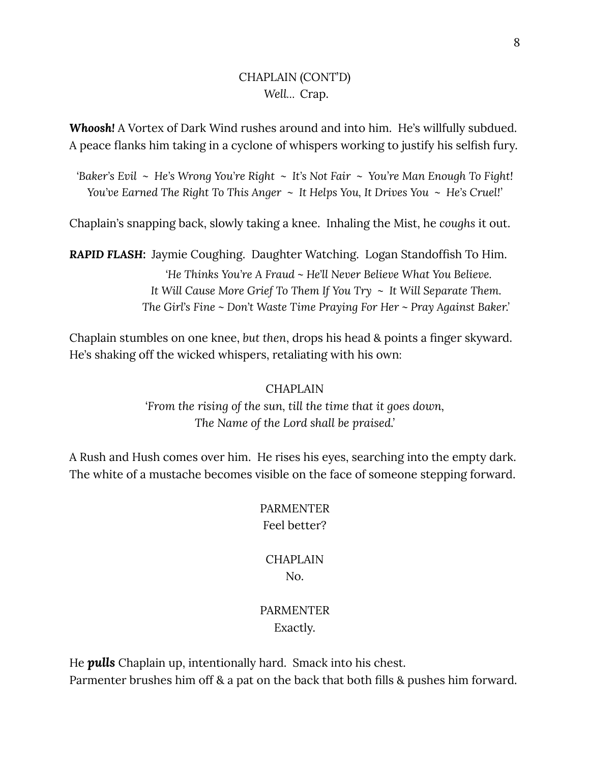CHAPLAIN (CONT'D)
*Well...* Crap.

***Whoosh!*** A Vortex of Dark Wind rushes around and into him. He's willfully subdued. A peace flanks him taking in a cyclone of whispers working to justify his selfish fury.

*'Baker's Evil ~ He's Wrong You're Right ~ It's Not Fair ~ You're Man Enough To Fight! You've Earned The Right To This Anger ~ It Helps You, It Drives You ~ He's Cruel!'*

Chaplain's snapping back, slowly taking a knee. Inhaling the Mist, he *coughs* it out.

***RAPID FLASH:*** Jaymie Coughing. Daughter Watching. Logan Standoffish To Him.

*'He Thinks You're A Fraud ~ He'll Never Believe What You Believe. It Will Cause More Grief To Them If You Try ~ It Will Separate Them. The Girl's Fine ~ Don't Waste Time Praying For Her ~ Pray Against Baker.'*

Chaplain stumbles on one knee, *but then*, drops his head & points a finger skyward. He's shaking off the wicked whispers, retaliating with his own:

CHAPLAIN
*'From the rising of the sun, till the time that it goes down, The Name of the Lord shall be praised.'*

A Rush and Hush comes over him. He rises his eyes, searching into the empty dark. The white of a mustache becomes visible on the face of someone stepping forward.

PARMENTER
Feel better?

CHAPLAIN
No.

PARMENTER
Exactly.

He ***pulls*** Chaplain up, intentionally hard. Smack into his chest.
Parmenter brushes him off & a pat on the back that both fills & pushes him forward.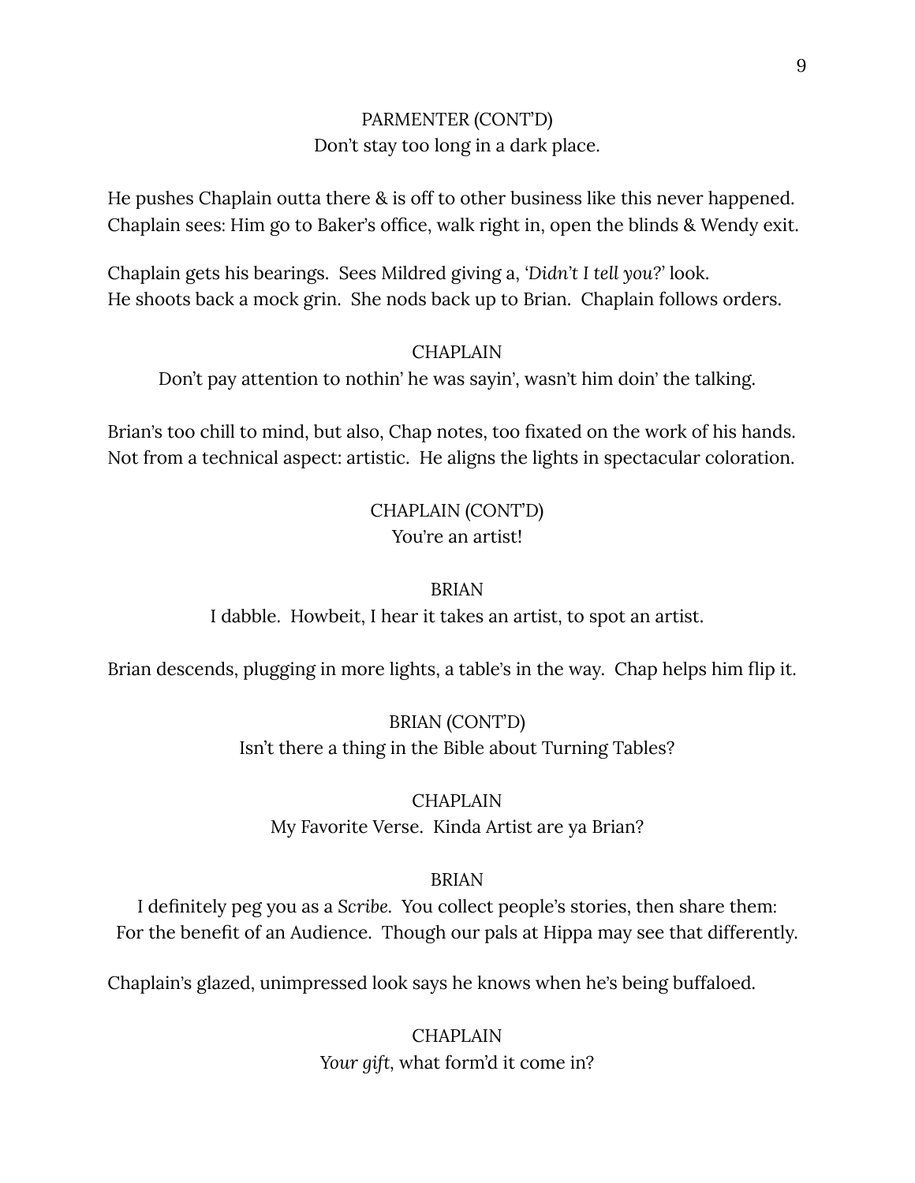PARMENTER (CONT'D)
Don't stay too long in a dark place.

He pushes Chaplain outta there & is off to other business like this never happened.
Chaplain sees: Him go to Baker's office, walk right in, open the blinds & Wendy exit.

Chaplain gets his bearings. Sees Mildred giving a, '*Didn't I tell you?*' look.
He shoots back a mock grin. She nods back up to Brian. Chaplain follows orders.

CHAPLAIN
Don't pay attention to nothin' he was sayin', wasn't him doin' the talking.

Brian's too chill to mind, but also, Chap notes, too fixated on the work of his hands.
Not from a technical aspect: artistic. He aligns the lights in spectacular coloration.

CHAPLAIN (CONT'D)
You're an artist!

BRIAN
I dabble. Howbeit, I hear it takes an artist, to spot an artist.

Brian descends, plugging in more lights, a table's in the way. Chap helps him flip it.

BRIAN (CONT'D)
Isn't there a thing in the Bible about Turning Tables?

CHAPLAIN
My Favorite Verse. Kinda Artist are ya Brian?

BRIAN
I definitely peg you as a *Scribe*. You collect people's stories, then share them:
For the benefit of an Audience. Though our pals at Hippa may see that differently.

Chaplain's glazed, unimpressed look says he knows when he's being buffaloed.

CHAPLAIN
*Your gift*, what form'd it come in?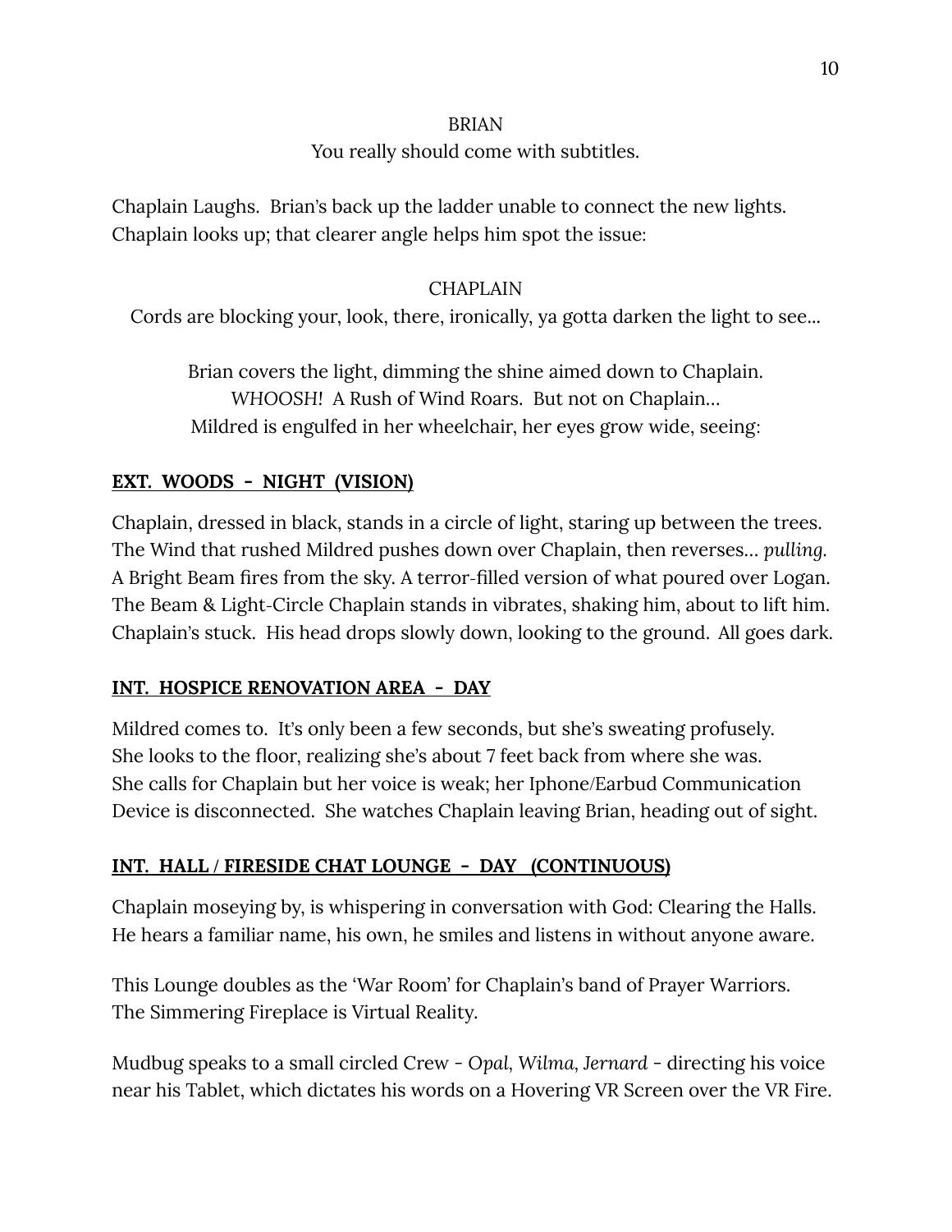BRIAN

You really should come with subtitles.

Chaplain Laughs. Brian's back up the ladder unable to connect the new lights. Chaplain looks up; that clearer angle helps him spot the issue:

CHAPLAIN

Cords are blocking your, look, there, ironically, ya gotta darken the light to see...

Brian covers the light, dimming the shine aimed down to Chaplain.
*WHOOSH!* A Rush of Wind Roars. But not on Chaplain...
Mildred is engulfed in her wheelchair, her eyes grow wide, seeing:

**EXT. WOODS - NIGHT (VISION)**

Chaplain, dressed in black, stands in a circle of light, staring up between the trees. The Wind that rushed Mildred pushes down over Chaplain, then reverses... *pulling.* A Bright Beam fires from the sky. A terror-filled version of what poured over Logan. The Beam & Light-Circle Chaplain stands in vibrates, shaking him, about to lift him. Chaplain's stuck. His head drops slowly down, looking to the ground. All goes dark.

**INT. HOSPICE RENOVATION AREA - DAY**

Mildred comes to. It's only been a few seconds, but she's sweating profusely. She looks to the floor, realizing she's about 7 feet back from where she was. She calls for Chaplain but her voice is weak; her Iphone/Earbud Communication Device is disconnected. She watches Chaplain leaving Brian, heading out of sight.

**INT. HALL / FIRESIDE CHAT LOUNGE - DAY (CONTINUOUS)**

Chaplain moseying by, is whispering in conversation with God: Clearing the Halls. He hears a familiar name, his own, he smiles and listens in without anyone aware.

This Lounge doubles as the 'War Room' for Chaplain's band of Prayer Warriors. The Simmering Fireplace is Virtual Reality.

Mudbug speaks to a small circled Crew - *Opal, Wilma, Jernard* - directing his voice near his Tablet, which dictates his words on a Hovering VR Screen over the VR Fire.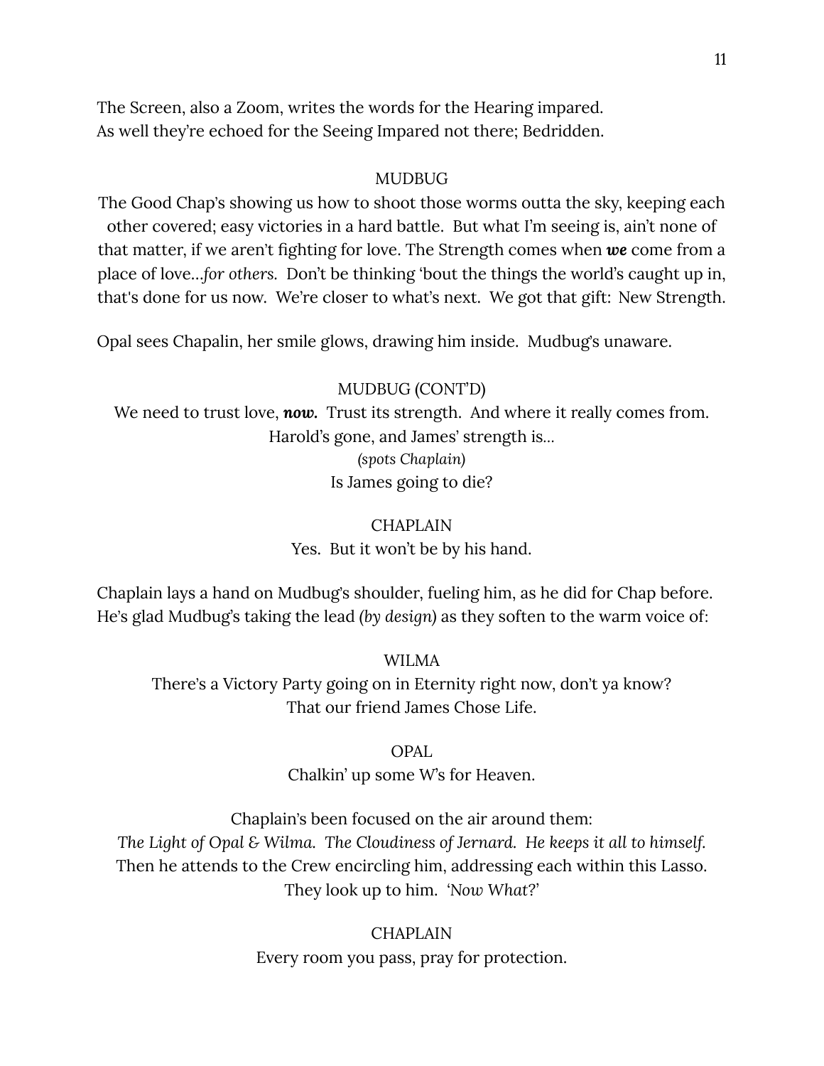The Screen, also a Zoom, writes the words for the Hearing impared.
As well they're echoed for the Seeing Impared not there; Bedridden.

MUDBUG

The Good Chap's showing us how to shoot those worms outta the sky, keeping each other covered; easy victories in a hard battle. But what I'm seeing is, ain't none of that matter, if we aren't fighting for love. The Strength comes when ***we*** come from a place of love…*for others.* Don't be thinking 'bout the things the world's caught up in, that's done for us now. We're closer to what's next. We got that gift: New Strength.

Opal sees Chapalin, her smile glows, drawing him inside. Mudbug's unaware.

MUDBUG (CONT'D)

We need to trust love, ***now.*** Trust its strength. And where it really comes from.
Harold's gone, and James' strength is…

*(spots Chaplain)*

Is James going to die?

CHAPLAIN

Yes. But it won't be by his hand.

Chaplain lays a hand on Mudbug's shoulder, fueling him, as he did for Chap before. He's glad Mudbug's taking the lead *(by design)* as they soften to the warm voice of:

WILMA

There's a Victory Party going on in Eternity right now, don't ya know?
That our friend James Chose Life.

OPAL

Chalkin' up some W's for Heaven.

Chaplain's been focused on the air around them:
*The Light of Opal & Wilma. The Cloudiness of Jernard. He keeps it all to himself.*
Then he attends to the Crew encircling him, addressing each within this Lasso.
They look up to him. '*Now What?*'

CHAPLAIN

Every room you pass, pray for protection.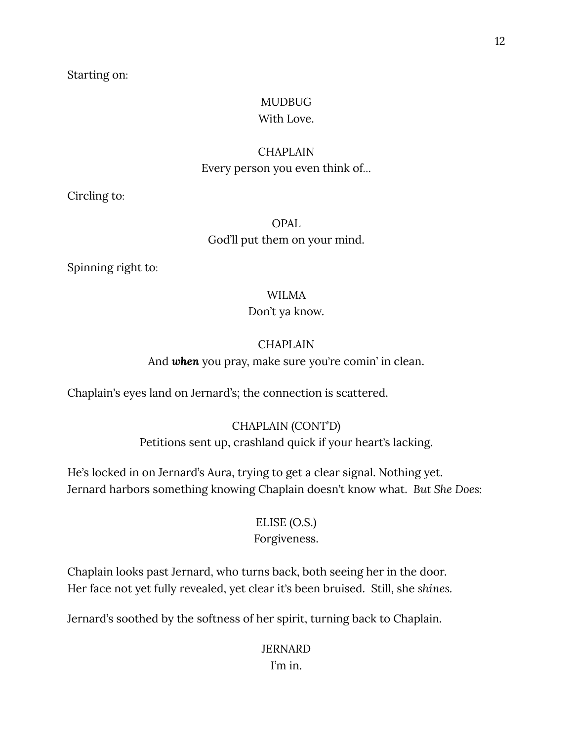Starting on:

MUDBUG
With Love.

CHAPLAIN
Every person you even think of...

Circling to:

OPAL
God'll put them on your mind.

Spinning right to:

WILMA
Don't ya know.

CHAPLAIN
And ***when*** you pray, make sure you're comin' in clean.

Chaplain's eyes land on Jernard's; the connection is scattered.

CHAPLAIN (CONT'D)
Petitions sent up, crashland quick if your heart's lacking.

He's locked in on Jernard's Aura, trying to get a clear signal. Nothing yet.
Jernard harbors something knowing Chaplain doesn't know what. *But She Does:*

ELISE (O.S.)
Forgiveness.

Chaplain looks past Jernard, who turns back, both seeing her in the door.
Her face not yet fully revealed, yet clear it's been bruised. Still, she *shines.*

Jernard's soothed by the softness of her spirit, turning back to Chaplain.

JERNARD
I'm in.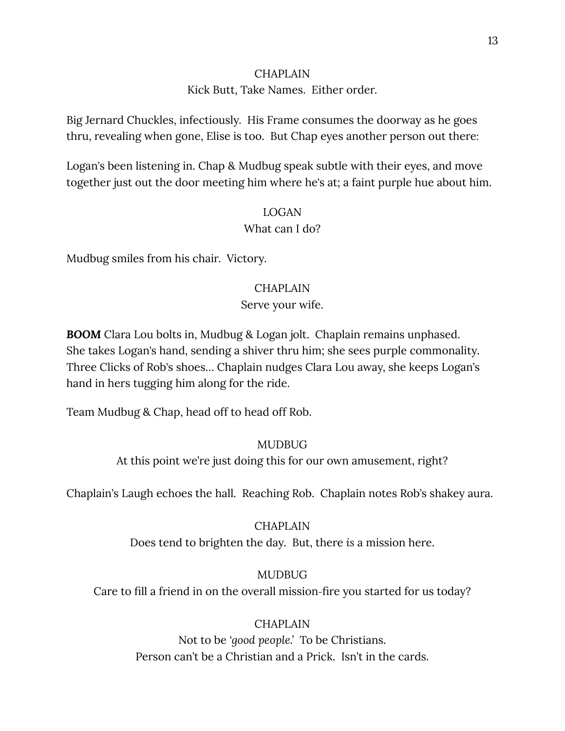CHAPLAIN

Kick Butt, Take Names.  Either order.

Big Jernard Chuckles, infectiously.  His Frame consumes the doorway as he goes thru, revealing when gone, Elise is too.  But Chap eyes another person out there:

Logan's been listening in. Chap & Mudbug speak subtle with their eyes, and move together just out the door meeting him where he's at; a faint purple hue about him.

LOGAN

What can I do?

Mudbug smiles from his chair.  Victory.

CHAPLAIN

Serve your wife.

***BOOM*** Clara Lou bolts in, Mudbug & Logan jolt.  Chaplain remains unphased.
She takes Logan's hand, sending a shiver thru him; she sees purple commonality.
Three Clicks of Rob's shoes… Chaplain nudges Clara Lou away, she keeps Logan's hand in hers tugging him along for the ride.

Team Mudbug & Chap, head off to head off Rob.

MUDBUG

At this point we're just doing this for our own amusement, right?

Chaplain's Laugh echoes the hall.  Reaching Rob.  Chaplain notes Rob's shakey aura.

CHAPLAIN

Does tend to brighten the day.  But, there *is* a mission here.

MUDBUG

Care to fill a friend in on the overall mission-fire you started for us today?

CHAPLAIN

Not to be '*good people*.'  To be Christians.
Person can't be a Christian and a Prick.  Isn't in the cards.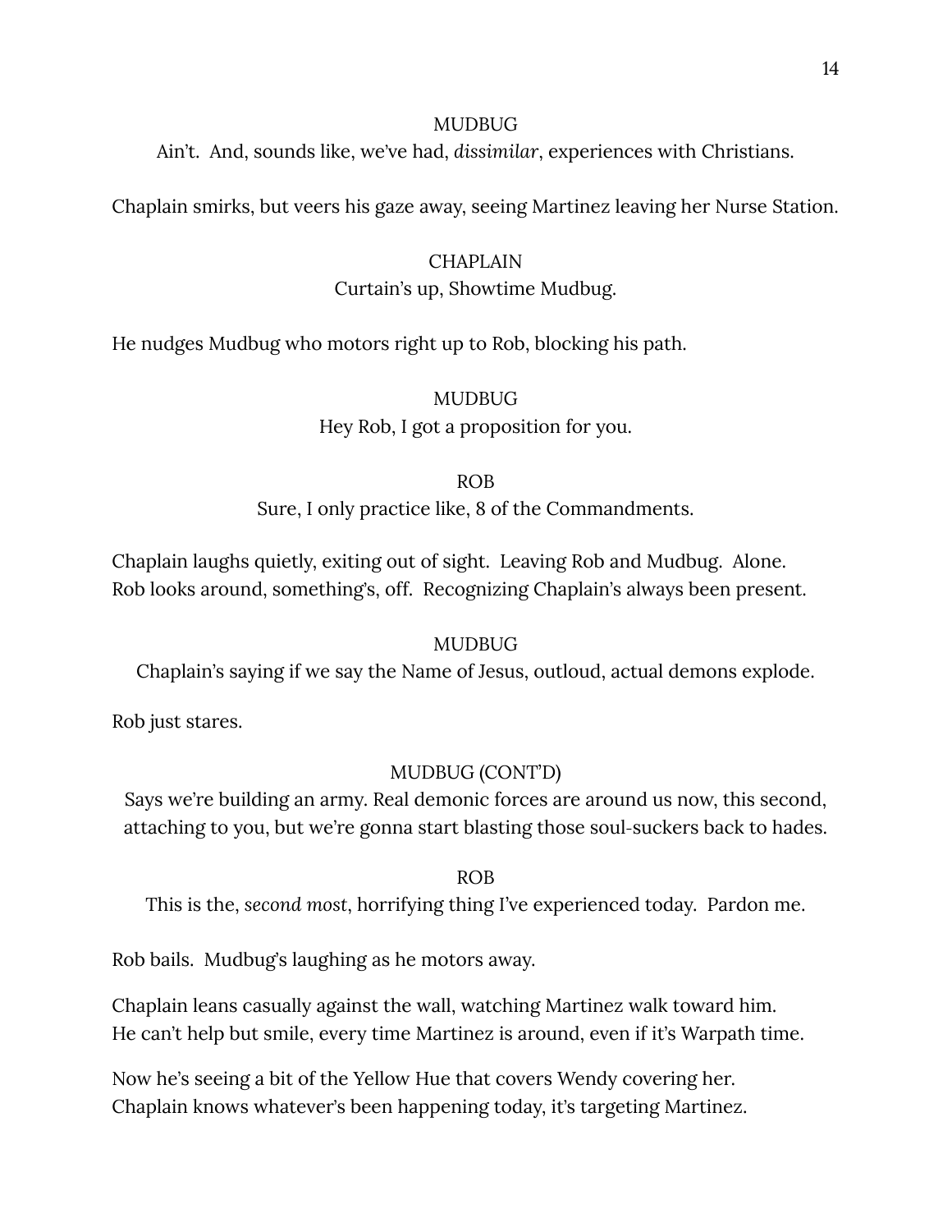MUDBUG

Ain't. And, sounds like, we've had, *dissimilar*, experiences with Christians.

Chaplain smirks, but veers his gaze away, seeing Martinez leaving her Nurse Station.

CHAPLAIN

Curtain's up, Showtime Mudbug.

He nudges Mudbug who motors right up to Rob, blocking his path.

MUDBUG

Hey Rob, I got a proposition for you.

ROB

Sure, I only practice like, 8 of the Commandments.

Chaplain laughs quietly, exiting out of sight. Leaving Rob and Mudbug. Alone.
Rob looks around, something's, off. Recognizing Chaplain's always been present.

MUDBUG

Chaplain's saying if we say the Name of Jesus, outloud, actual demons explode.

Rob just stares.

MUDBUG (CONT'D)

Says we're building an army. Real demonic forces are around us now, this second, attaching to you, but we're gonna start blasting those soul-suckers back to hades.

ROB

This is the, *second most*, horrifying thing I've experienced today. Pardon me.

Rob bails. Mudbug's laughing as he motors away.

Chaplain leans casually against the wall, watching Martinez walk toward him.
He can't help but smile, every time Martinez is around, even if it's Warpath time.

Now he's seeing a bit of the Yellow Hue that covers Wendy covering her.
Chaplain knows whatever's been happening today, it's targeting Martinez.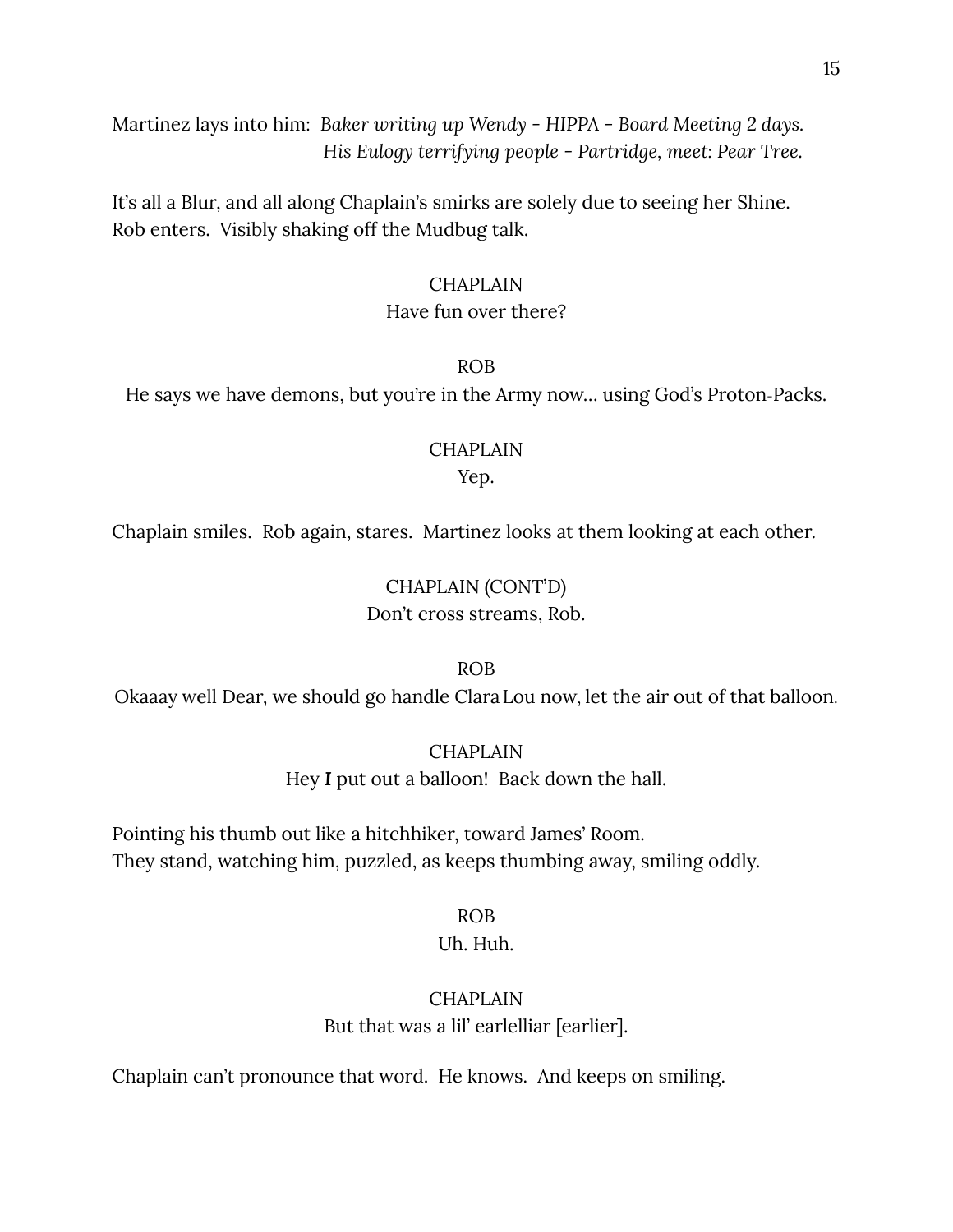Martinez lays into him: *Baker writing up Wendy - HIPPA - Board Meeting 2 days.*
*His Eulogy terrifying people - Partridge, meet: Pear Tree.*

It's all a Blur, and all along Chaplain's smirks are solely due to seeing her Shine.
Rob enters. Visibly shaking off the Mudbug talk.

CHAPLAIN
Have fun over there?

ROB
He says we have demons, but you're in the Army now… using God's Proton-Packs.

CHAPLAIN
Yep.

Chaplain smiles. Rob again, stares. Martinez looks at them looking at each other.

CHAPLAIN (CONT'D)
Don't cross streams, Rob.

ROB
Okaaay well Dear, we should go handle Clara Lou now, let the air out of that balloon.

CHAPLAIN
Hey **I** put out a balloon! Back down the hall.

Pointing his thumb out like a hitchhiker, toward James' Room.
They stand, watching him, puzzled, as keeps thumbing away, smiling oddly.

ROB
Uh. Huh.

CHAPLAIN
But that was a lil' earlelliar [earlier].

Chaplain can't pronounce that word. He knows. And keeps on smiling.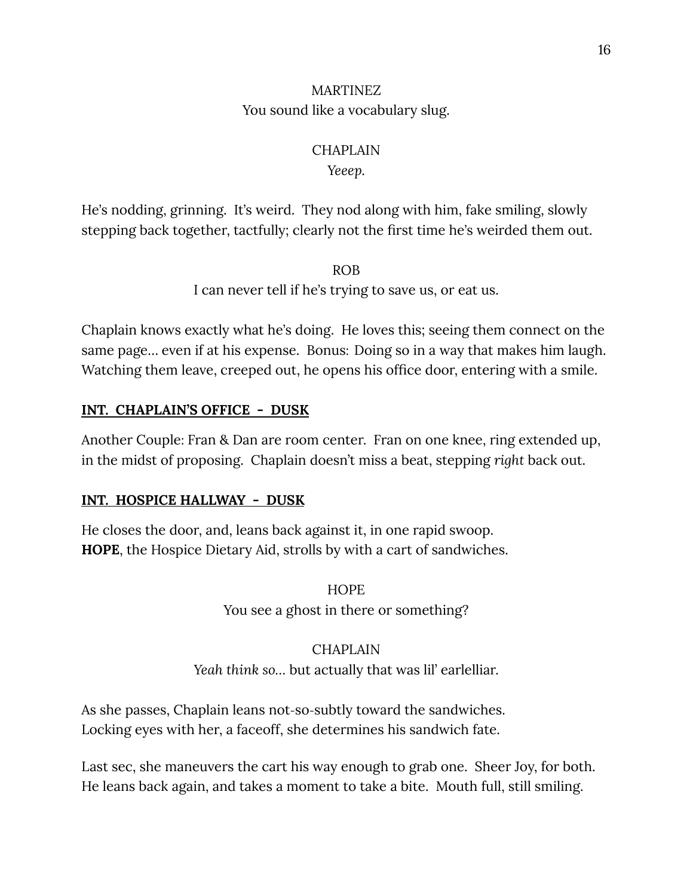MARTINEZ
You sound like a vocabulary slug.

CHAPLAIN
*Yeeep.*

He's nodding, grinning. It's weird. They nod along with him, fake smiling, slowly stepping back together, tactfully; clearly not the first time he's weirded them out.

ROB
I can never tell if he's trying to save us, or eat us.

Chaplain knows exactly what he's doing. He loves this; seeing them connect on the same page... even if at his expense. Bonus: Doing so in a way that makes him laugh. Watching them leave, creeped out, he opens his office door, entering with a smile.

**INT. CHAPLAIN'S OFFICE - DUSK**

Another Couple: Fran & Dan are room center. Fran on one knee, ring extended up, in the midst of proposing. Chaplain doesn't miss a beat, stepping *right* back out.

**INT. HOSPICE HALLWAY - DUSK**

He closes the door, and, leans back against it, in one rapid swoop.
**HOPE**, the Hospice Dietary Aid, strolls by with a cart of sandwiches.

HOPE
You see a ghost in there or something?

CHAPLAIN
*Yeah think so...* but actually that was lil' earlelliar.

As she passes, Chaplain leans not-so-subtly toward the sandwiches.
Locking eyes with her, a faceoff, she determines his sandwich fate.

Last sec, she maneuvers the cart his way enough to grab one. Sheer Joy, for both.
He leans back again, and takes a moment to take a bite. Mouth full, still smiling.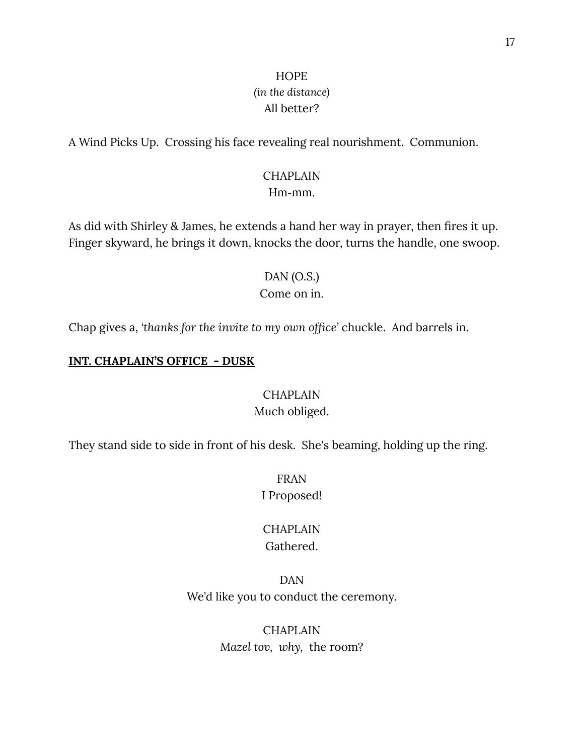HOPE
*(in the distance)*
All better?

A Wind Picks Up.  Crossing his face revealing real nourishment.  Communion.

CHAPLAIN
Hm-mm.

As did with Shirley & James, he extends a hand her way in prayer, then fires it up. Finger skyward, he brings it down, knocks the door, turns the handle, one swoop.

DAN (O.S.)
Come on in.

Chap gives a, *'thanks for the invite to my own office'* chuckle.  And barrels in.

**INT. CHAPLAIN'S OFFICE  - DUSK**

CHAPLAIN
Much obliged.

They stand side to side in front of his desk.  She's beaming, holding up the ring.

FRAN
I Proposed!

CHAPLAIN
Gathered.

DAN
We'd like you to conduct the ceremony.

CHAPLAIN
*Mazel tov*,  *why*,  the room?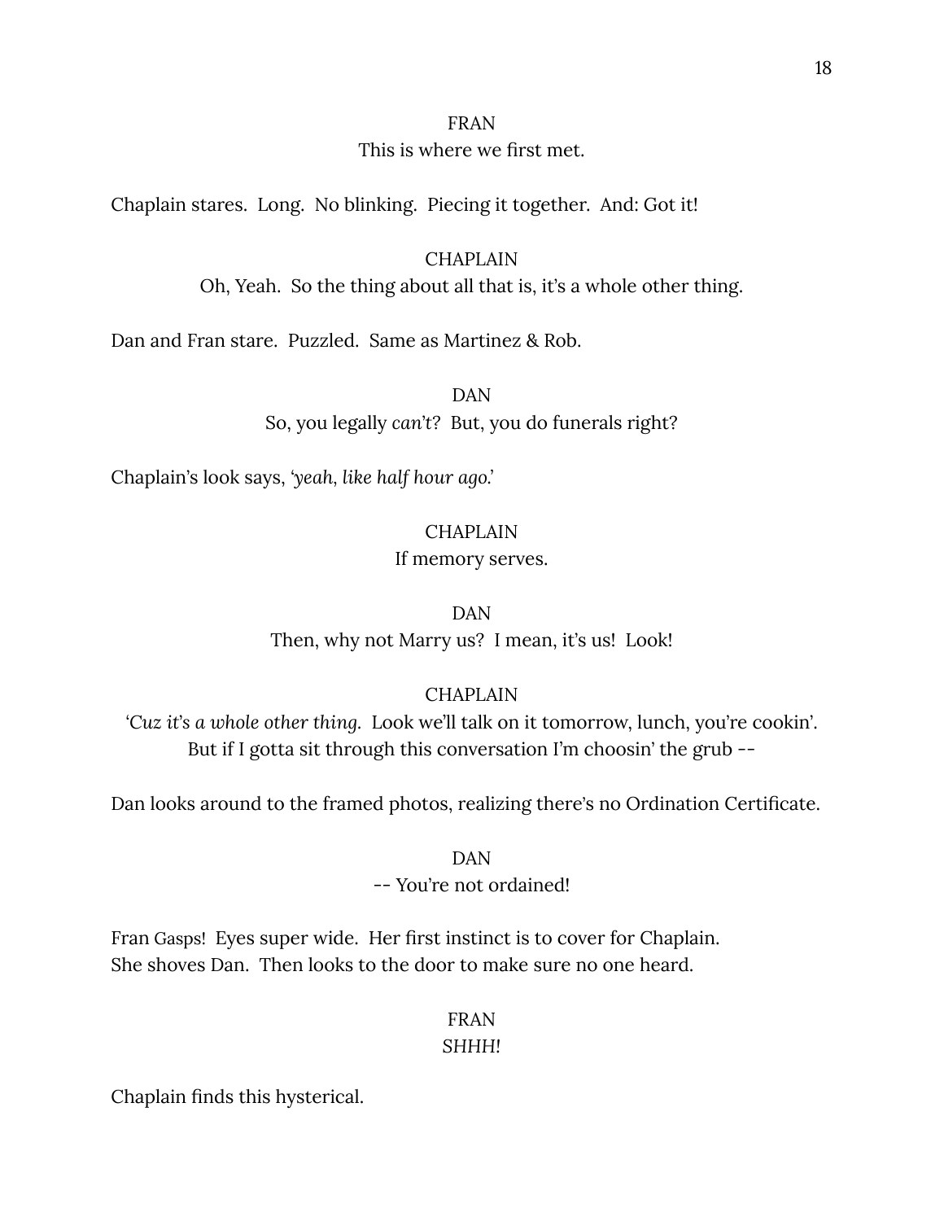FRAN

This is where we first met.

Chaplain stares. Long. No blinking. Piecing it together. And: Got it!

CHAPLAIN

Oh, Yeah. So the thing about all that is, it's a whole other thing.

Dan and Fran stare. Puzzled. Same as Martinez & Rob.

DAN

So, you legally *can't*? But, you do funerals right?

Chaplain's look says, *'yeah, like half hour ago.'*

CHAPLAIN

If memory serves.

DAN

Then, why not Marry us? I mean, it's us! Look!

CHAPLAIN

*'Cuz it's a whole other thing.* Look we'll talk on it tomorrow, lunch, you're cookin'. But if I gotta sit through this conversation I'm choosin' the grub --

Dan looks around to the framed photos, realizing there's no Ordination Certificate.

DAN

-- You're not ordained!

Fran Gasps! Eyes super wide. Her first instinct is to cover for Chaplain. She shoves Dan. Then looks to the door to make sure no one heard.

FRAN

*SHHH!*

Chaplain finds this hysterical.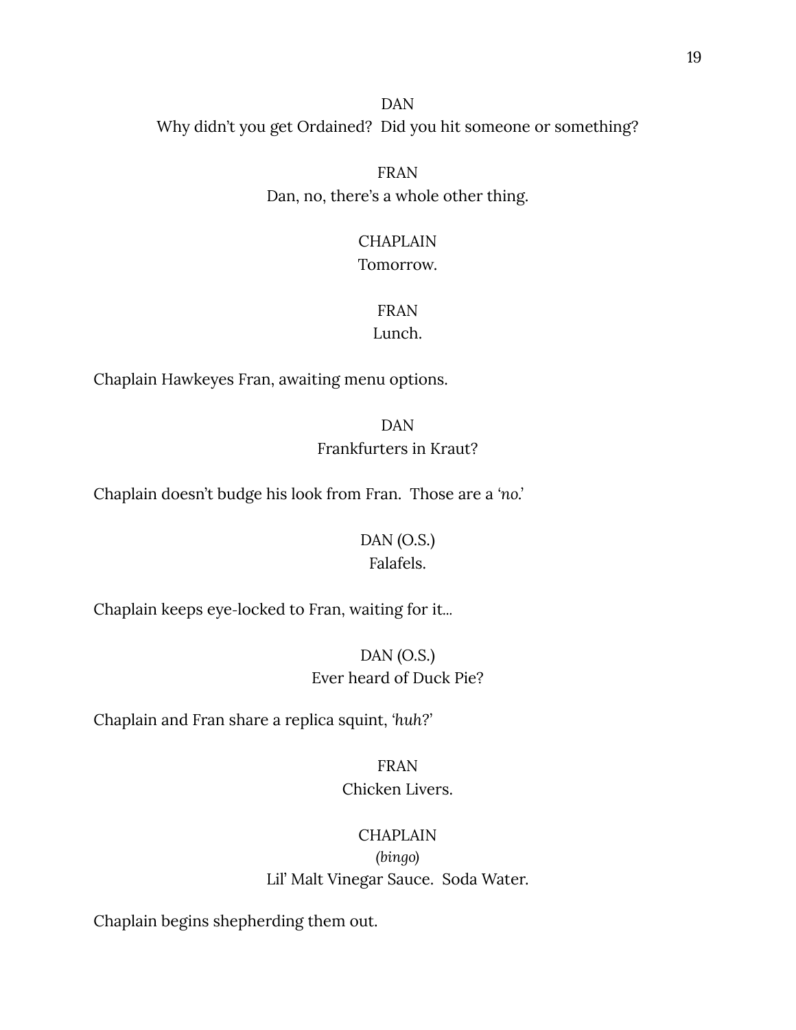DAN
Why didn't you get Ordained? Did you hit someone or something?

FRAN
Dan, no, there's a whole other thing.

CHAPLAIN
Tomorrow.

FRAN
Lunch.

Chaplain Hawkeyes Fran, awaiting menu options.

DAN
Frankfurters in Kraut?

Chaplain doesn't budge his look from Fran. Those are a *'no.'*

DAN (O.S.)
Falafels.

Chaplain keeps eye-locked to Fran, waiting for it...

DAN (O.S.)
Ever heard of Duck Pie?

Chaplain and Fran share a replica squint, *'huh?'*

FRAN
Chicken Livers.

CHAPLAIN
*(bingo)*
Lil' Malt Vinegar Sauce. Soda Water.

Chaplain begins shepherding them out.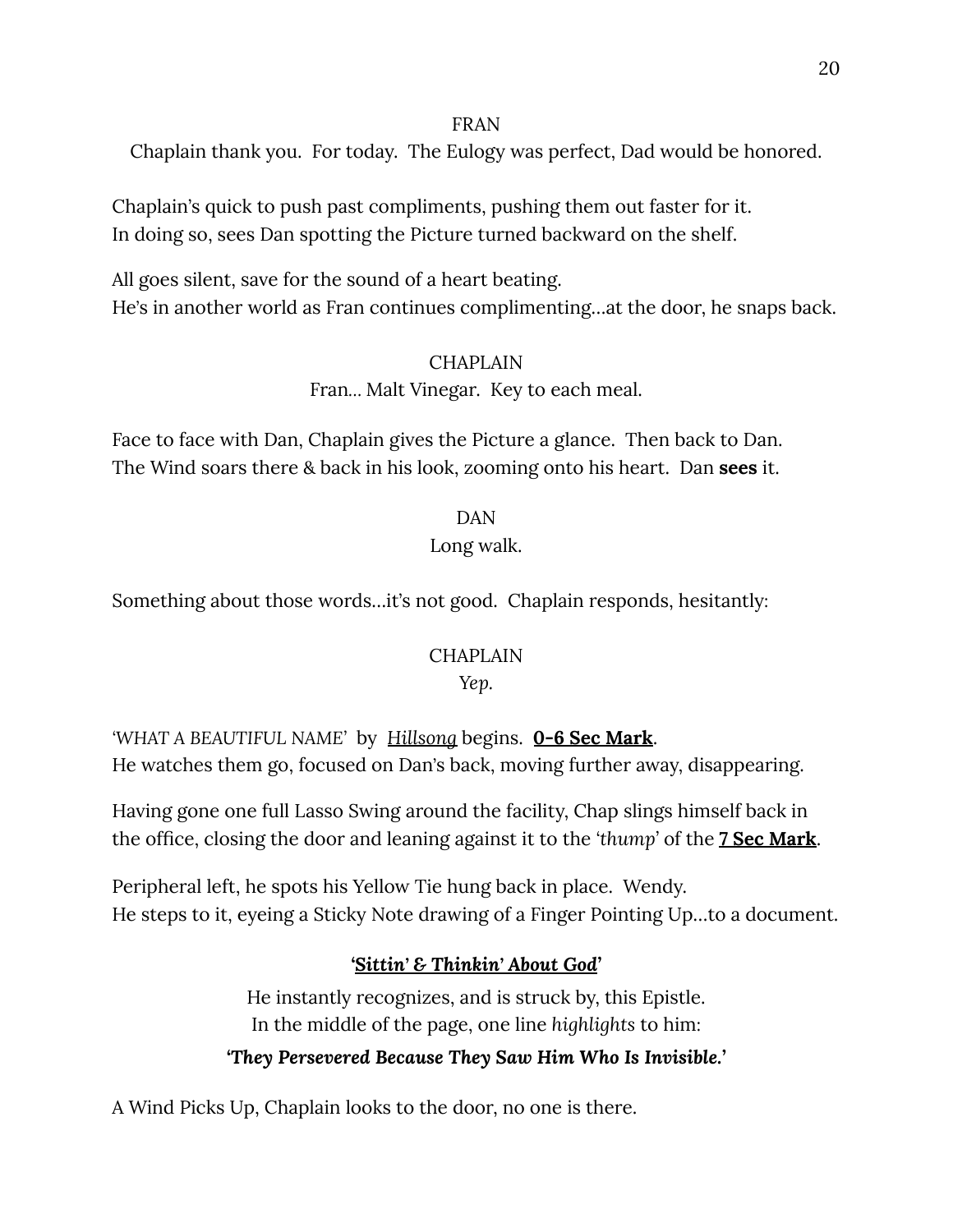FRAN

Chaplain thank you. For today. The Eulogy was perfect, Dad would be honored.

Chaplain's quick to push past compliments, pushing them out faster for it.
In doing so, sees Dan spotting the Picture turned backward on the shelf.

All goes silent, save for the sound of a heart beating.
He's in another world as Fran continues complimenting…at the door, he snaps back.

CHAPLAIN

Fran… Malt Vinegar. Key to each meal.

Face to face with Dan, Chaplain gives the Picture a glance. Then back to Dan.
The Wind soars there & back in his look, zooming onto his heart. Dan **sees** it.

DAN

Long walk.

Something about those words…it's not good. Chaplain responds, hesitantly:

CHAPLAIN

*Yep.*

*'WHAT A BEAUTIFUL NAME'* by *Hillsong* begins. **0-6 Sec Mark**.
He watches them go, focused on Dan's back, moving further away, disappearing.

Having gone one full Lasso Swing around the facility, Chap slings himself back in the office, closing the door and leaning against it to the *'thump'* of the **7 Sec Mark**.

Peripheral left, he spots his Yellow Tie hung back in place. Wendy.
He steps to it, eyeing a Sticky Note drawing of a Finger Pointing Up…to a document.

***'Sittin' & Thinkin' About God'***

He instantly recognizes, and is struck by, this Epistle.
In the middle of the page, one line *highlights* to him:

***'They Persevered Because They Saw Him Who Is Invisible.'***

A Wind Picks Up, Chaplain looks to the door, no one is there.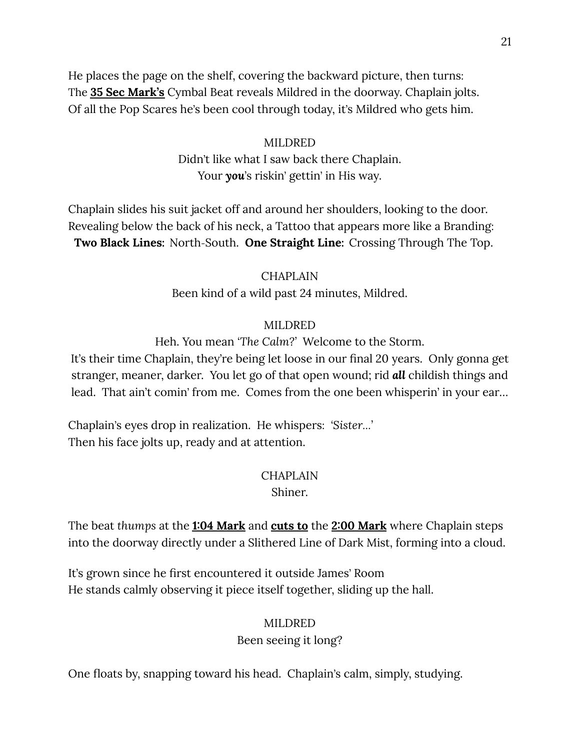He places the page on the shelf, covering the backward picture, then turns:
The **<u>35 Sec Mark's</u>** Cymbal Beat reveals Mildred in the doorway. Chaplain jolts.
Of all the Pop Scares he's been cool through today, it's Mildred who gets him.

MILDRED
Didn't like what I saw back there Chaplain.
Your ***you***'s riskin' gettin' in His way.

Chaplain slides his suit jacket off and around her shoulders, looking to the door.
Revealing below the back of his neck, a Tattoo that appears more like a Branding:
**Two Black Lines:** North-South. **One Straight Line:** Crossing Through The Top.

CHAPLAIN
Been kind of a wild past 24 minutes, Mildred.

MILDRED
Heh. You mean '*The Calm*?' Welcome to the Storm.
It's their time Chaplain, they're being let loose in our final 20 years. Only gonna get stranger, meaner, darker. You let go of that open wound; rid ***all*** childish things and lead. That ain't comin' from me. Comes from the one been whisperin' in your ear…

Chaplain's eyes drop in realization. He whispers: '*Sister…*'
Then his face jolts up, ready and at attention.

CHAPLAIN
Shiner.

The beat *thumps* at the **<u>1:04 Mark</u>** and **<u>cuts to</u>** the **<u>2:00 Mark</u>** where Chaplain steps into the doorway directly under a Slithered Line of Dark Mist, forming into a cloud.

It's grown since he first encountered it outside James' Room
He stands calmly observing it piece itself together, sliding up the hall.

MILDRED
Been seeing it long?

One floats by, snapping toward his head. Chaplain's calm, simply, studying.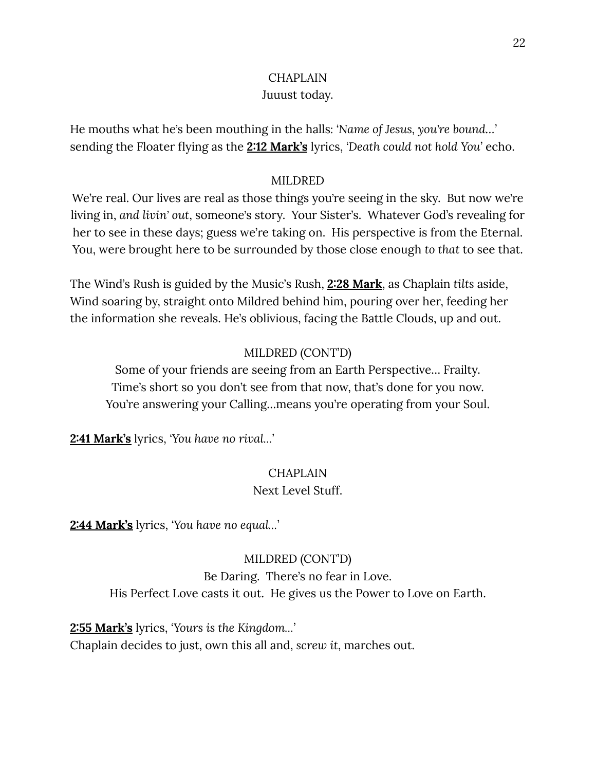CHAPLAIN

Juuust today.

He mouths what he's been mouthing in the halls: '*Name of Jesus, you're bound...*' sending the Floater flying as the **2:12 Mark's** lyrics, '*Death could not hold You*' echo.

MILDRED

We're real. Our lives are real as those things you're seeing in the sky. But now we're living in, *and livin' out*, someone's story. Your Sister's. Whatever God's revealing for her to see in these days; guess we're taking on. His perspective is from the Eternal. You, were brought here to be surrounded by those close enough *to that* to see that.

The Wind's Rush is guided by the Music's Rush, **2:28 Mark**, as Chaplain *tilts* aside, Wind soaring by, straight onto Mildred behind him, pouring over her, feeding her the information she reveals. He's oblivious, facing the Battle Clouds, up and out.

MILDRED (CONT'D)

Some of your friends are seeing from an Earth Perspective... Frailty.
Time's short so you don't see from that now, that's done for you now.
You're answering your Calling...means you're operating from your Soul.

**2:41 Mark's** lyrics, '*You have no rival...*'

CHAPLAIN

Next Level Stuff.

**2:44 Mark's** lyrics, '*You have no equal...*'

MILDRED (CONT'D)

Be Daring. There's no fear in Love.
His Perfect Love casts it out. He gives us the Power to Love on Earth.

**2:55 Mark's** lyrics, '*Yours is the Kingdom...*'
Chaplain decides to just, own this all and, *screw it*, marches out.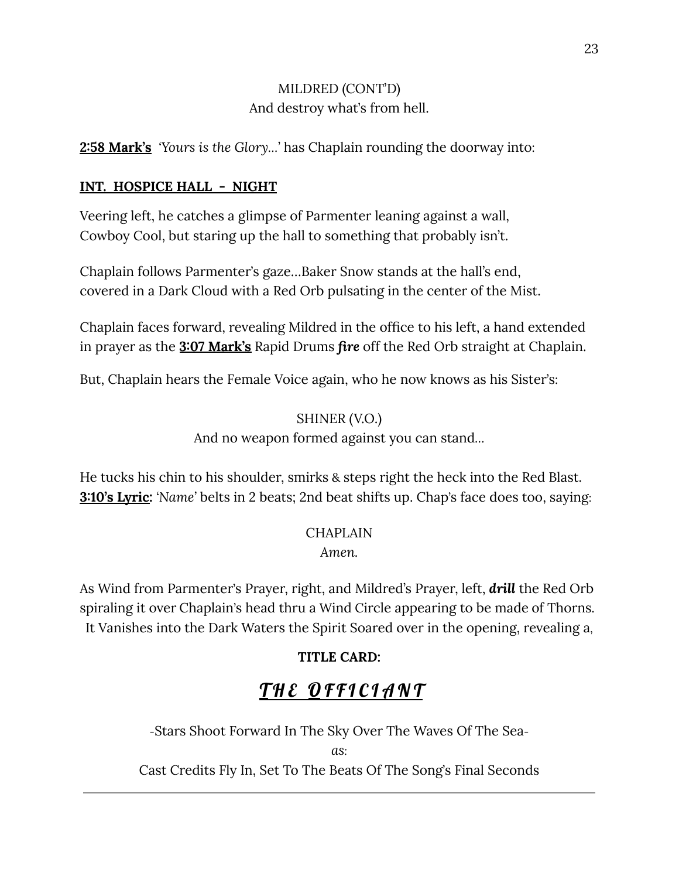MILDRED (CONT'D)
And destroy what's from hell.

**2:58 Mark's** *'Yours is the Glory…'* has Chaplain rounding the doorway into:

**INT. HOSPICE HALL - NIGHT**

Veering left, he catches a glimpse of Parmenter leaning against a wall, Cowboy Cool, but staring up the hall to something that probably isn't.

Chaplain follows Parmenter's gaze…Baker Snow stands at the hall's end, covered in a Dark Cloud with a Red Orb pulsating in the center of the Mist.

Chaplain faces forward, revealing Mildred in the office to his left, a hand extended in prayer as the **3:07 Mark's** Rapid Drums ***fire*** off the Red Orb straight at Chaplain.

But, Chaplain hears the Female Voice again, who he now knows as his Sister's:

SHINER (V.O.)
And no weapon formed against you can stand…

He tucks his chin to his shoulder, smirks & steps right the heck into the Red Blast. **3:10's Lyric:** '*Name*' belts in 2 beats; 2nd beat shifts up. Chap's face does too, saying:

CHAPLAIN
*Amen.*

As Wind from Parmenter's Prayer, right, and Mildred's Prayer, left, ***drill*** the Red Orb spiraling it over Chaplain's head thru a Wind Circle appearing to be made of Thorns. It Vanishes into the Dark Waters the Spirit Soared over in the opening, revealing a,

**TITLE CARD:**

***THE OFFICIANT***

-Stars Shoot Forward In The Sky Over The Waves Of The Sea-

*as:*

Cast Credits Fly In, Set To The Beats Of The Song's Final Seconds